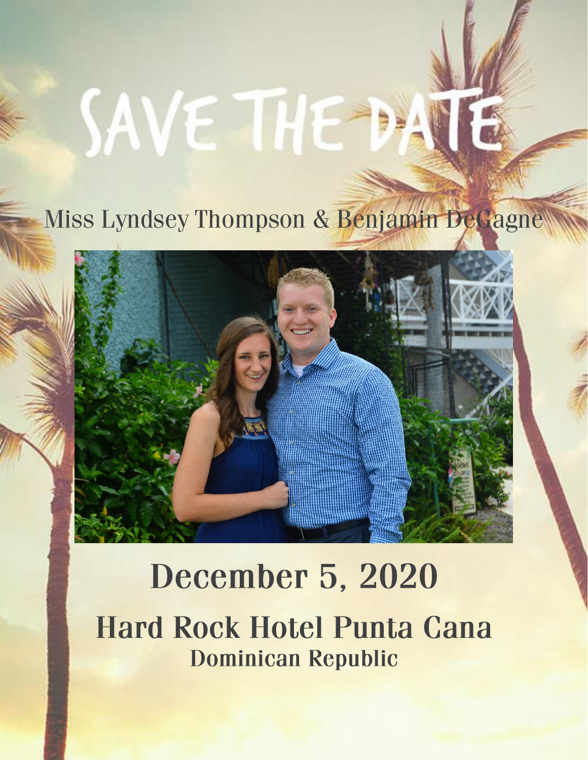# SAVE THE DATE

Miss Lyndsey Thompson & Benjamin DeGagne

## December 5, 2020

## Hard Rock Hotel Punta Cana

### Dominican Republic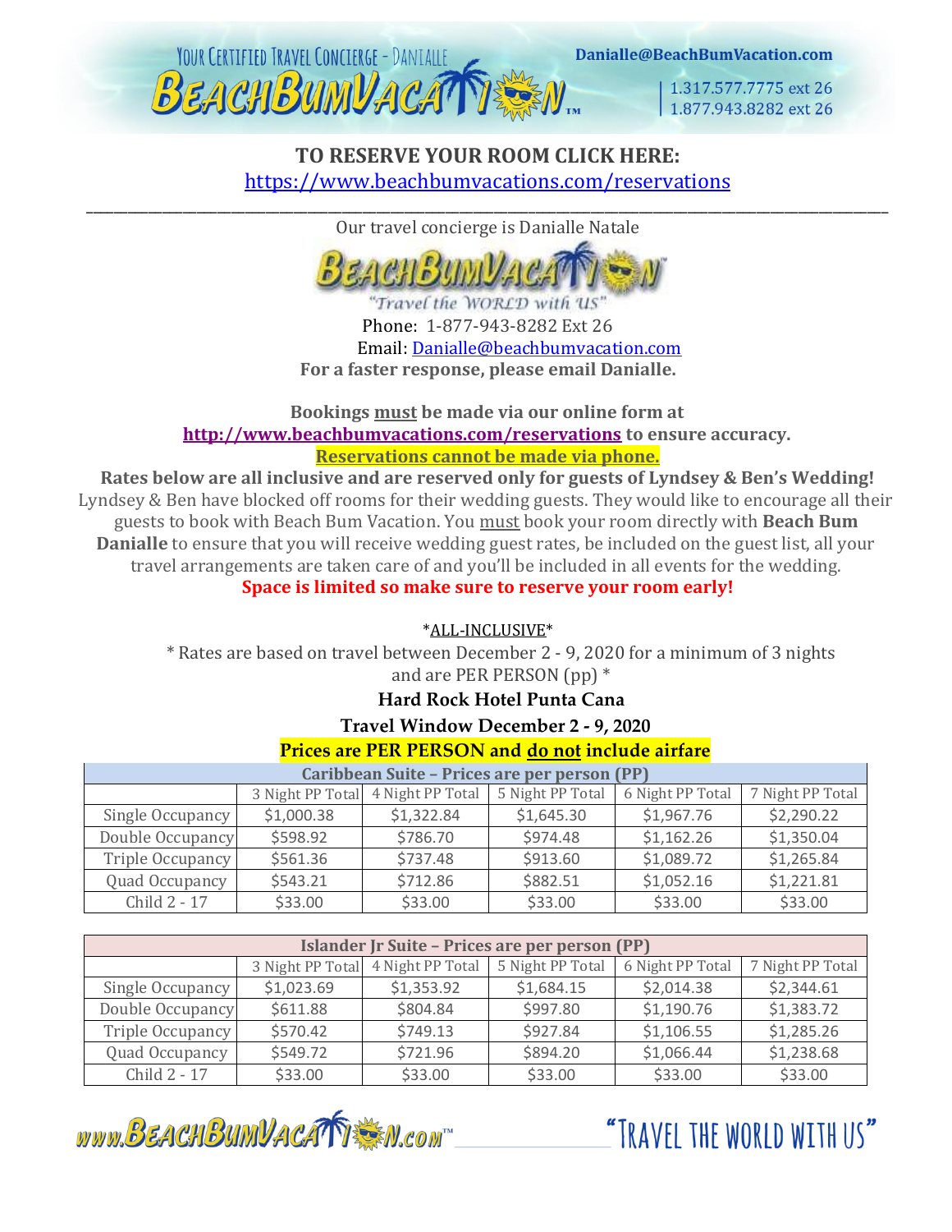**TO RESERVE YOUR ROOM CLICK HERE:**
https://www.beachbumvacations.com/reservations

---

Our travel concierge is Danialle Natale

Phone: 1-877-943-8282 Ext 26
Email: Danialle@beachbumvacation.com
**For a faster response, please email Danialle.**

**Bookings must be made via our online form at http://www.beachbumvacations.com/reservations to ensure accuracy.**
**Reservations cannot be made via phone.**

**Rates below are all inclusive and are reserved only for guests of Lyndsey & Ben's Wedding!**
Lyndsey & Ben have blocked off rooms for their wedding guests. They would like to encourage all their guests to book with Beach Bum Vacation. You must book your room directly with **Beach Bum Danialle** to ensure that you will receive wedding guest rates, be included on the guest list, all your travel arrangements are taken care of and you'll be included in all events for the wedding.
**Space is limited so make sure to reserve your room early!**

*ALL-INCLUSIVE*

* Rates are based on travel between December 2 - 9, 2020 for a minimum of 3 nights and are PER PERSON (pp) *

**Hard Rock Hotel Punta Cana**

**Travel Window December 2 - 9, 2020**

**Prices are PER PERSON and do not include airfare**

| Caribbean Suite – Prices are per person (PP) | | | | | |
|---|---|---|---|---|---|
| | 3 Night PP Total | 4 Night PP Total | 5 Night PP Total | 6 Night PP Total | 7 Night PP Total |
| Single Occupancy | $1,000.38 | $1,322.84 | $1,645.30 | $1,967.76 | $2,290.22 |
| Double Occupancy | $598.92 | $786.70 | $974.48 | $1,162.26 | $1,350.04 |
| Triple Occupancy | $561.36 | $737.48 | $913.60 | $1,089.72 | $1,265.84 |
| Quad Occupancy | $543.21 | $712.86 | $882.51 | $1,052.16 | $1,221.81 |
| Child 2 - 17 | $33.00 | $33.00 | $33.00 | $33.00 | $33.00 |

| Islander Jr Suite – Prices are per person (PP) | | | | | |
|---|---|---|---|---|---|
| | 3 Night PP Total | 4 Night PP Total | 5 Night PP Total | 6 Night PP Total | 7 Night PP Total |
| Single Occupancy | $1,023.69 | $1,353.92 | $1,684.15 | $2,014.38 | $2,344.61 |
| Double Occupancy | $611.88 | $804.84 | $997.80 | $1,190.76 | $1,383.72 |
| Triple Occupancy | $570.42 | $749.13 | $927.84 | $1,106.55 | $1,285.26 |
| Quad Occupancy | $549.72 | $721.96 | $894.20 | $1,066.44 | $1,238.68 |
| Child 2 - 17 | $33.00 | $33.00 | $33.00 | $33.00 | $33.00 |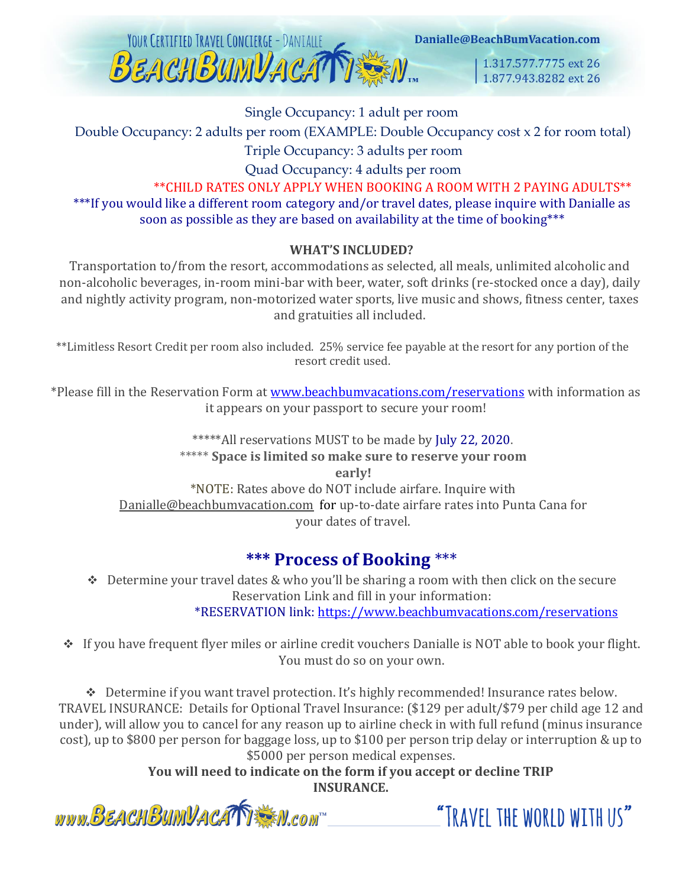Single Occupancy: 1 adult per room

Double Occupancy: 2 adults per room (EXAMPLE: Double Occupancy cost x 2 for room total)

Triple Occupancy: 3 adults per room

Quad Occupancy: 4 adults per room

**CHILD RATES ONLY APPLY WHEN BOOKING A ROOM WITH 2 PAYING ADULTS**

***If you would like a different room category and/or travel dates, please inquire with Danialle as soon as possible as they are based on availability at the time of booking***

**WHAT'S INCLUDED?**

Transportation to/from the resort, accommodations as selected, all meals, unlimited alcoholic and non-alcoholic beverages, in-room mini-bar with beer, water, soft drinks (re-stocked once a day), daily and nightly activity program, non-motorized water sports, live music and shows, fitness center, taxes and gratuities all included.

**Limitless Resort Credit per room also included. 25% service fee payable at the resort for any portion of the resort credit used.

*Please fill in the Reservation Form at www.beachbumvacations.com/reservations with information as it appears on your passport to secure your room!

*****All reservations MUST to be made by July 22, 2020.

***** **Space is limited so make sure to reserve your room early!**

*NOTE: Rates above do NOT include airfare. Inquire with Danialle@beachbumvacation.com for up-to-date airfare rates into Punta Cana for your dates of travel.

## *** Process of Booking ***

- Determine your travel dates & who you'll be sharing a room with then click on the secure Reservation Link and fill in your information:
  *RESERVATION link: https://www.beachbumvacations.com/reservations

- If you have frequent flyer miles or airline credit vouchers Danialle is NOT able to book your flight. You must do so on your own.

- Determine if you want travel protection. It's highly recommended! Insurance rates below.

TRAVEL INSURANCE: Details for Optional Travel Insurance: ($129 per adult/$79 per child age 12 and under), will allow you to cancel for any reason up to airline check in with full refund (minus insurance cost), up to $800 per person for baggage loss, up to $100 per person trip delay or interruption & up to $5000 per person medical expenses.

**You will need to indicate on the form if you accept or decline TRIP INSURANCE.**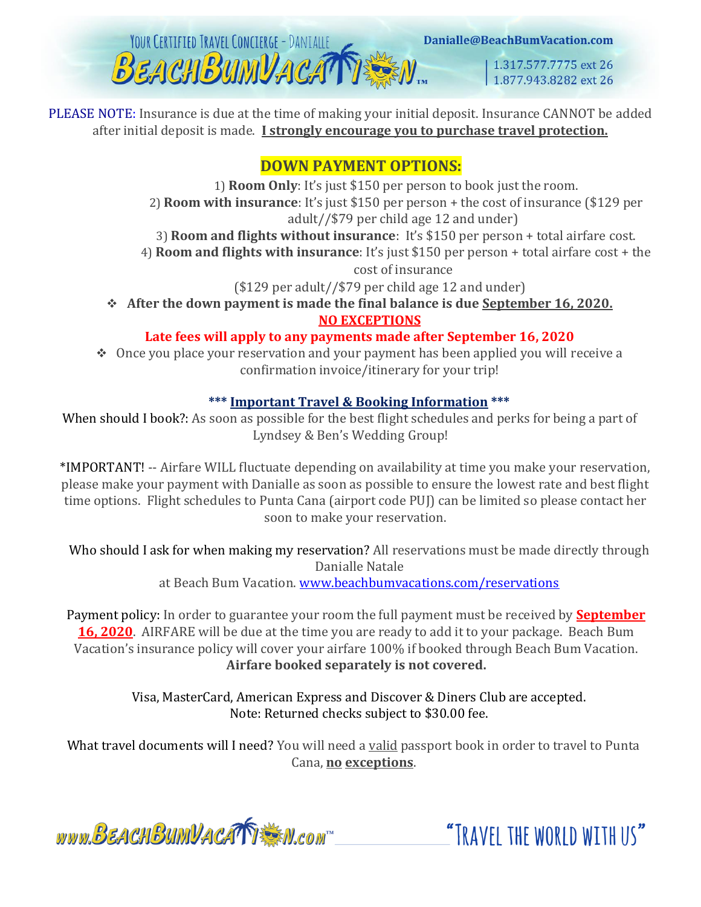PLEASE NOTE: Insurance is due at the time of making your initial deposit. Insurance CANNOT be added after initial deposit is made. **I strongly encourage you to purchase travel protection.**

## DOWN PAYMENT OPTIONS:

1) **Room Only**: It's just $150 per person to book just the room.
2) **Room with insurance**: It's just $150 per person + the cost of insurance ($129 per adult//$79 per child age 12 and under)
3) **Room and flights without insurance**: It's $150 per person + total airfare cost.
4) **Room and flights with insurance**: It's just $150 per person + total airfare cost + the cost of insurance ($129 per adult//$79 per child age 12 and under)

- **After the down payment is made the final balance is due September 16, 2020. NO EXCEPTIONS**

**Late fees will apply to any payments made after September 16, 2020**

- Once you place your reservation and your payment has been applied you will receive a confirmation invoice/itinerary for your trip!

### *** Important Travel & Booking Information ***

When should I book?: As soon as possible for the best flight schedules and perks for being a part of Lyndsey & Ben's Wedding Group!

*IMPORTANT! -- Airfare WILL fluctuate depending on availability at time you make your reservation, please make your payment with Danialle as soon as possible to ensure the lowest rate and best flight time options. Flight schedules to Punta Cana (airport code PUJ) can be limited so please contact her soon to make your reservation.

Who should I ask for when making my reservation? All reservations must be made directly through Danialle Natale at Beach Bum Vacation. www.beachbumvacations.com/reservations

Payment policy: In order to guarantee your room the full payment must be received by **September 16, 2020**. AIRFARE will be due at the time you are ready to add it to your package. Beach Bum Vacation's insurance policy will cover your airfare 100% if booked through Beach Bum Vacation. **Airfare booked separately is not covered.**

Visa, MasterCard, American Express and Discover & Diners Club are accepted.
Note: Returned checks subject to $30.00 fee.

What travel documents will I need? You will need a valid passport book in order to travel to Punta Cana, **no exceptions**.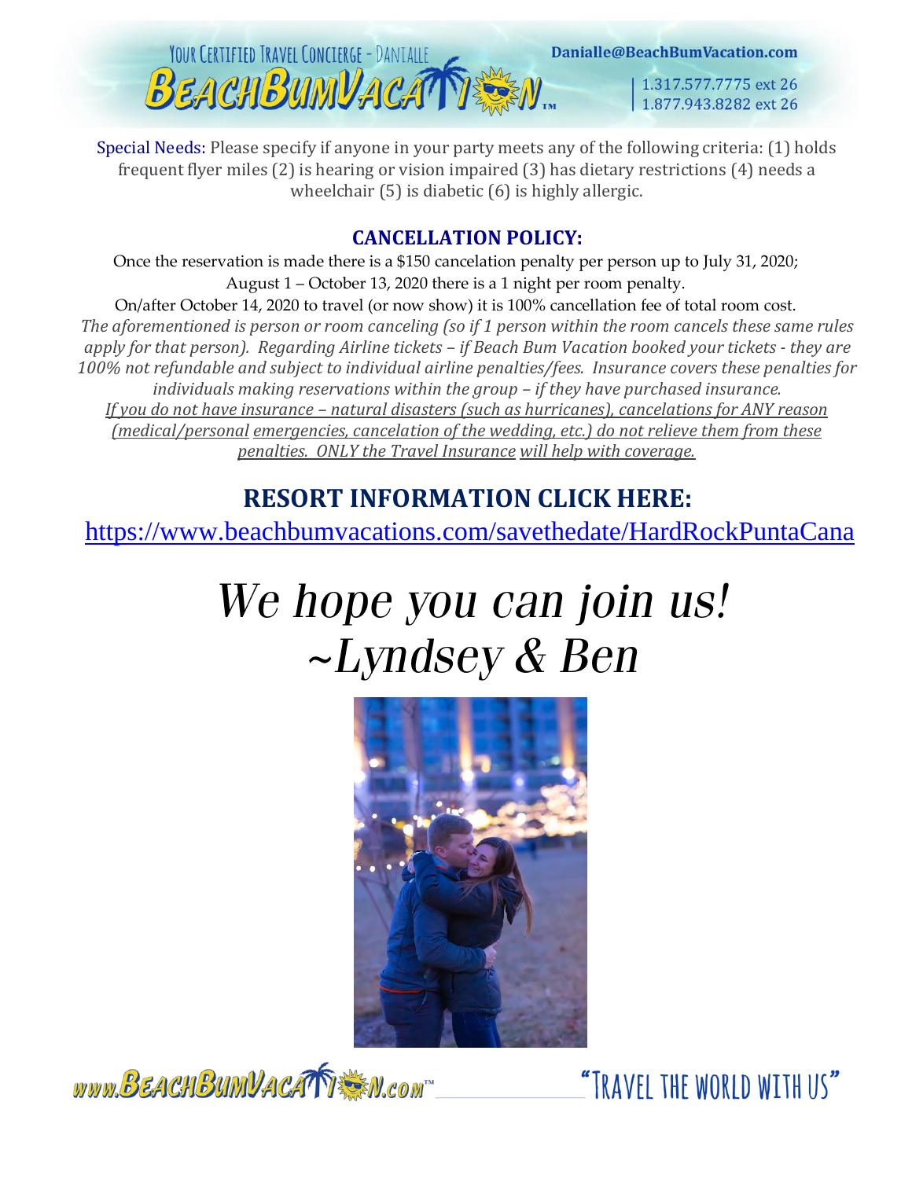Special Needs: Please specify if anyone in your party meets any of the following criteria: (1) holds frequent flyer miles (2) is hearing or vision impaired (3) has dietary restrictions (4) needs a wheelchair (5) is diabetic (6) is highly allergic.

## CANCELLATION POLICY:

Once the reservation is made there is a $150 cancelation penalty per person up to July 31, 2020; August 1 – October 13, 2020 there is a 1 night per room penalty.

On/after October 14, 2020 to travel (or now show) it is 100% cancellation fee of total room cost.

*The aforementioned is person or room canceling (so if 1 person within the room cancels these same rules apply for that person). Regarding Airline tickets – if Beach Bum Vacation booked your tickets - they are 100% not refundable and subject to individual airline penalties/fees. Insurance covers these penalties for individuals making reservations within the group – if they have purchased insurance.*

*If you do not have insurance – natural disasters (such as hurricanes), cancelations for ANY reason (medical/personal emergencies, cancelation of the wedding, etc.) do not relieve them from these penalties. ONLY the Travel Insurance will help with coverage.*

## RESORT INFORMATION CLICK HERE:

https://www.beachbumvacations.com/savethedate/HardRockPuntaCana

# *We hope you can join us!*
# *~Lyndsey & Ben*